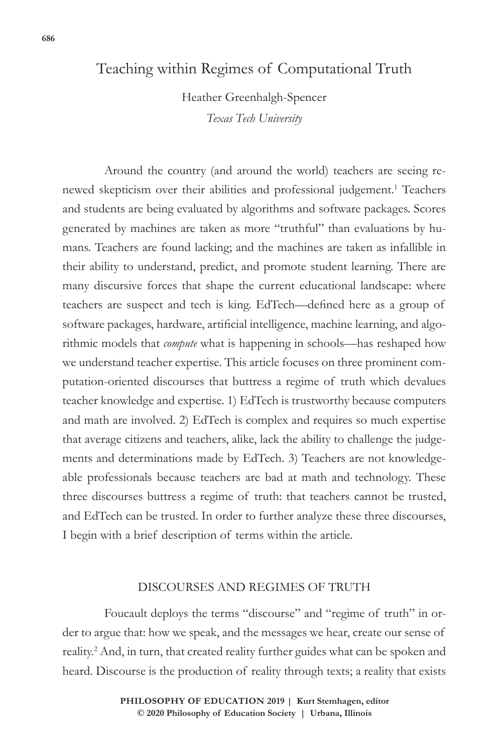# Teaching within Regimes of Computational Truth

Heather Greenhalgh-Spencer

*Texas Tech University*

Around the country (and around the world) teachers are seeing renewed skepticism over their abilities and professional judgement.[1] Teachers and students are being evaluated by algorithms and software packages. Scores generated by machines are taken as more "truthful" than evaluations by humans. Teachers are found lacking; and the machines are taken as infallible in their ability to understand, predict, and promote student learning. There are many discursive forces that shape the current educational landscape: where teachers are suspect and tech is king. EdTech—defined here as a group of software packages, hardware, artificial intelligence, machine learning, and algorithmic models that *compute* what is happening in schools—has reshaped how we understand teacher expertise. This article focuses on three prominent computation-oriented discourses that buttress a regime of truth which devalues teacher knowledge and expertise. 1) EdTech is trustworthy because computers and math are involved. 2) EdTech is complex and requires so much expertise that average citizens and teachers, alike, lack the ability to challenge the judgements and determinations made by EdTech. 3) Teachers are not knowledgeable professionals because teachers are bad at math and technology. These three discourses buttress a regime of truth: that teachers cannot be trusted, and EdTech can be trusted. In order to further analyze these three discourses, I begin with a brief description of terms within the article.

## DISCOURSES AND REGIMES OF TRUTH

Foucault deploys the terms "discourse" and "regime of truth" in order to argue that: how we speak, and the messages we hear, create our sense of reality.[2] And, in turn, that created reality further guides what can be spoken and heard. Discourse is the production of reality through texts; a reality that exists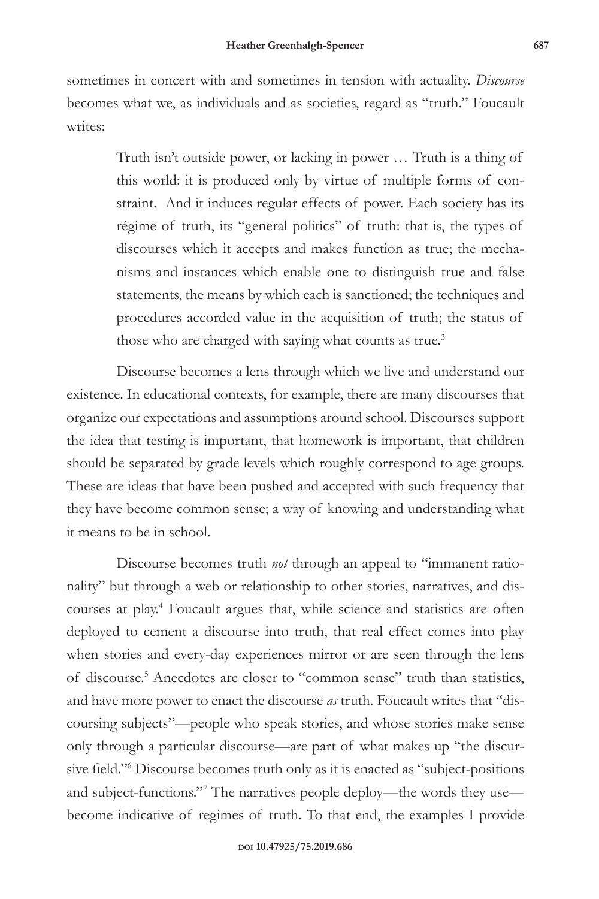sometimes in concert with and sometimes in tension with actuality. *Discourse* becomes what we, as individuals and as societies, regard as "truth." Foucault writes:

> Truth isn't outside power, or lacking in power … Truth is a thing of this world: it is produced only by virtue of multiple forms of constraint. And it induces regular effects of power. Each society has its régime of truth, its "general politics" of truth: that is, the types of discourses which it accepts and makes function as true; the mechanisms and instances which enable one to distinguish true and false statements, the means by which each is sanctioned; the techniques and procedures accorded value in the acquisition of truth; the status of those who are charged with saying what counts as true.[3]

Discourse becomes a lens through which we live and understand our existence. In educational contexts, for example, there are many discourses that organize our expectations and assumptions around school. Discourses support the idea that testing is important, that homework is important, that children should be separated by grade levels which roughly correspond to age groups. These are ideas that have been pushed and accepted with such frequency that they have become common sense; a way of knowing and understanding what it means to be in school.

Discourse becomes truth *not* through an appeal to "immanent rationality" but through a web or relationship to other stories, narratives, and discourses at play.[4] Foucault argues that, while science and statistics are often deployed to cement a discourse into truth, that real effect comes into play when stories and every-day experiences mirror or are seen through the lens of discourse.[5] Anecdotes are closer to "common sense" truth than statistics, and have more power to enact the discourse *as* truth. Foucault writes that "discoursing subjects"—people who speak stories, and whose stories make sense only through a particular discourse—are part of what makes up "the discursive field."[6] Discourse becomes truth only as it is enacted as "subject-positions and subject-functions."[7] The narratives people deploy—the words they use—become indicative of regimes of truth. To that end, the examples I provide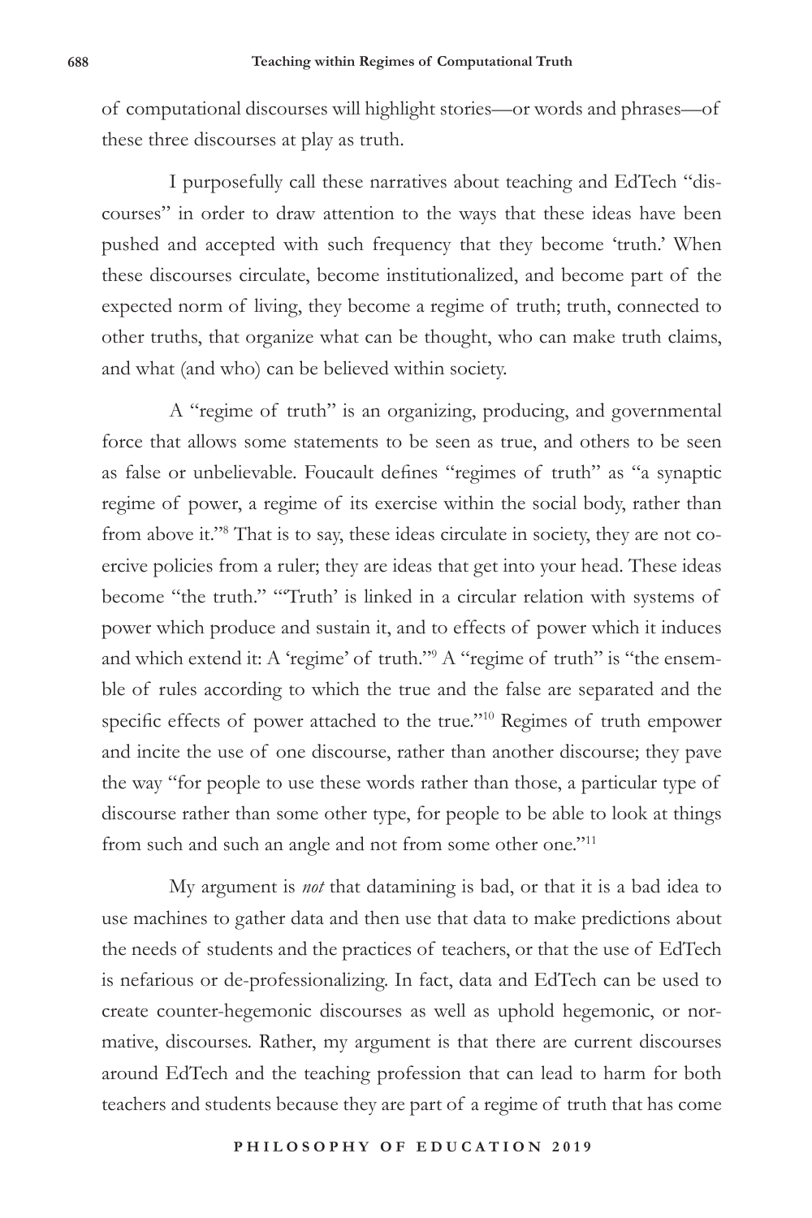of computational discourses will highlight stories—or words and phrases—of these three discourses at play as truth.

I purposefully call these narratives about teaching and EdTech "discourses" in order to draw attention to the ways that these ideas have been pushed and accepted with such frequency that they become 'truth.' When these discourses circulate, become institutionalized, and become part of the expected norm of living, they become a regime of truth; truth, connected to other truths, that organize what can be thought, who can make truth claims, and what (and who) can be believed within society.

A "regime of truth" is an organizing, producing, and governmental force that allows some statements to be seen as true, and others to be seen as false or unbelievable. Foucault defines "regimes of truth" as "a synaptic regime of power, a regime of its exercise within the social body, rather than from above it."[8] That is to say, these ideas circulate in society, they are not coercive policies from a ruler; they are ideas that get into your head. These ideas become "the truth." "'Truth' is linked in a circular relation with systems of power which produce and sustain it, and to effects of power which it induces and which extend it: A 'regime' of truth."[9] A "regime of truth" is "the ensemble of rules according to which the true and the false are separated and the specific effects of power attached to the true."[10] Regimes of truth empower and incite the use of one discourse, rather than another discourse; they pave the way "for people to use these words rather than those, a particular type of discourse rather than some other type, for people to be able to look at things from such and such an angle and not from some other one."[11]

My argument is *not* that datamining is bad, or that it is a bad idea to use machines to gather data and then use that data to make predictions about the needs of students and the practices of teachers, or that the use of EdTech is nefarious or de-professionalizing. In fact, data and EdTech can be used to create counter-hegemonic discourses as well as uphold hegemonic, or normative, discourses. Rather, my argument is that there are current discourses around EdTech and the teaching profession that can lead to harm for both teachers and students because they are part of a regime of truth that has come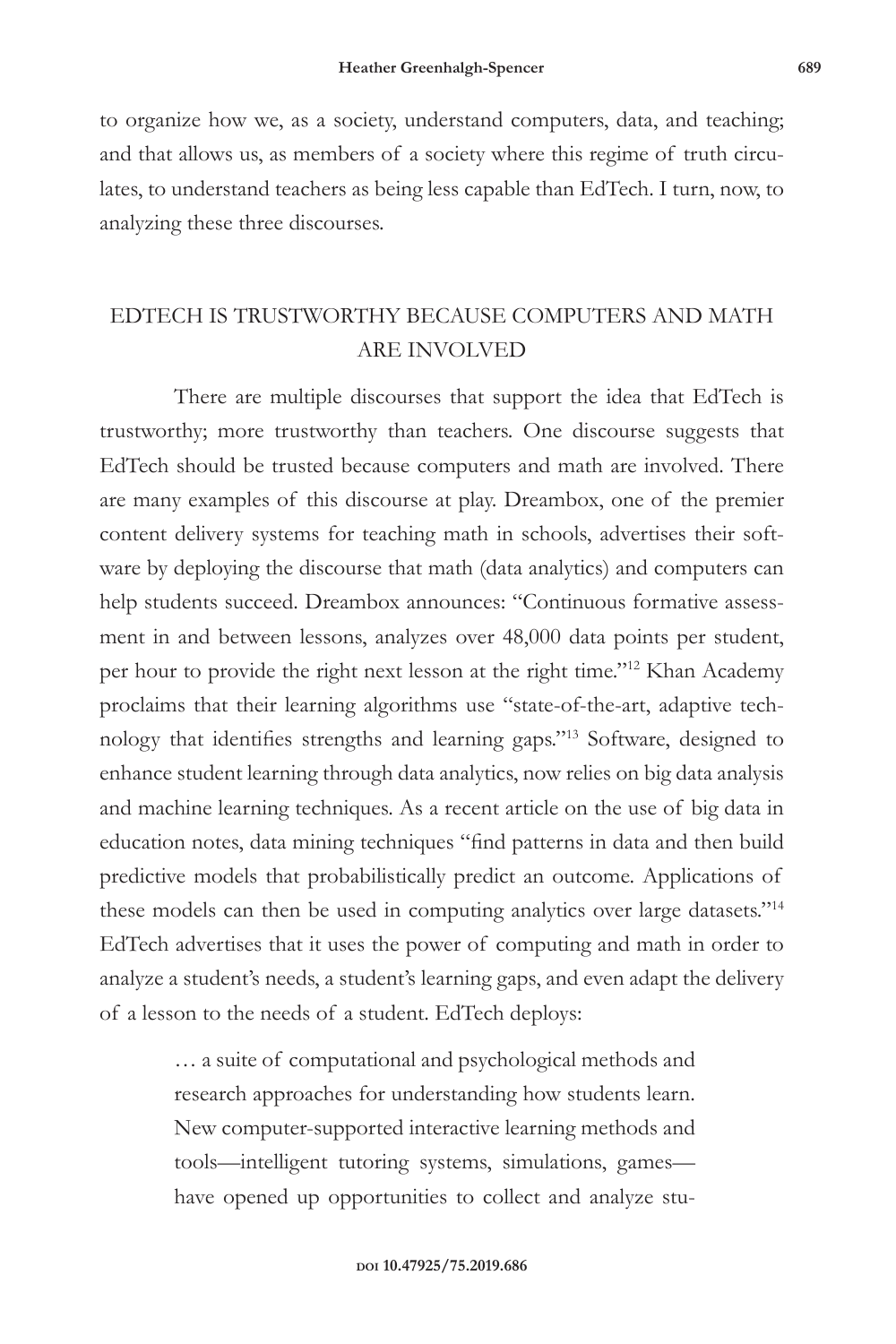to organize how we, as a society, understand computers, data, and teaching; and that allows us, as members of a society where this regime of truth circulates, to understand teachers as being less capable than EdTech. I turn, now, to analyzing these three discourses.

## EDTECH IS TRUSTWORTHY BECAUSE COMPUTERS AND MATH ARE INVOLVED

There are multiple discourses that support the idea that EdTech is trustworthy; more trustworthy than teachers. One discourse suggests that EdTech should be trusted because computers and math are involved. There are many examples of this discourse at play. Dreambox, one of the premier content delivery systems for teaching math in schools, advertises their software by deploying the discourse that math (data analytics) and computers can help students succeed. Dreambox announces: "Continuous formative assessment in and between lessons, analyzes over 48,000 data points per student, per hour to provide the right next lesson at the right time."[12] Khan Academy proclaims that their learning algorithms use "state-of-the-art, adaptive technology that identifies strengths and learning gaps."[13] Software, designed to enhance student learning through data analytics, now relies on big data analysis and machine learning techniques. As a recent article on the use of big data in education notes, data mining techniques "find patterns in data and then build predictive models that probabilistically predict an outcome. Applications of these models can then be used in computing analytics over large datasets."[14] EdTech advertises that it uses the power of computing and math in order to analyze a student's needs, a student's learning gaps, and even adapt the delivery of a lesson to the needs of a student. EdTech deploys:

> … a suite of computational and psychological methods and research approaches for understanding how students learn. New computer-supported interactive learning methods and tools—intelligent tutoring systems, simulations, games—have opened up opportunities to collect and analyze stu-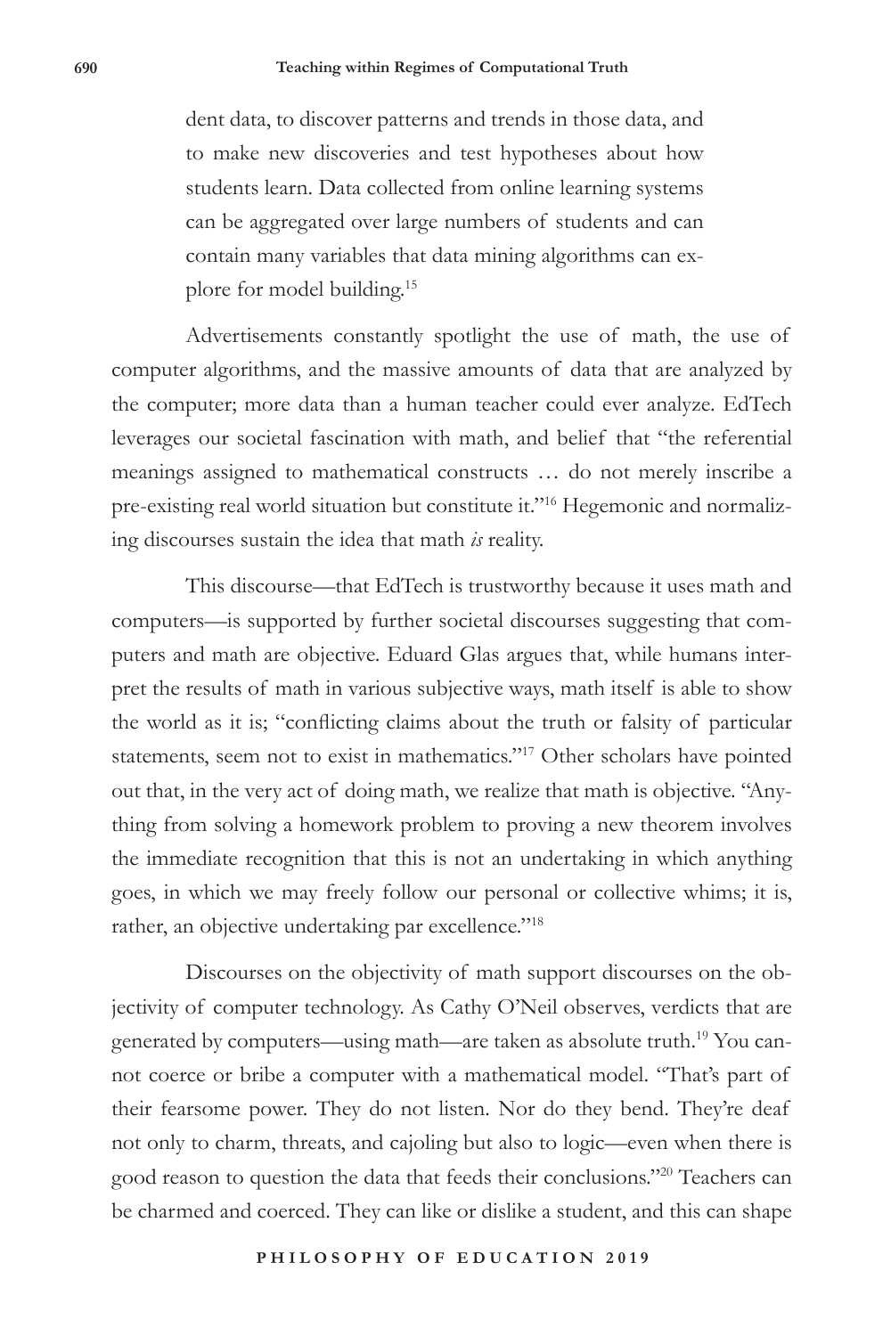> dent data, to discover patterns and trends in those data, and to make new discoveries and test hypotheses about how students learn. Data collected from online learning systems can be aggregated over large numbers of students and can contain many variables that data mining algorithms can explore for model building.[15]

Advertisements constantly spotlight the use of math, the use of computer algorithms, and the massive amounts of data that are analyzed by the computer; more data than a human teacher could ever analyze. EdTech leverages our societal fascination with math, and belief that "the referential meanings assigned to mathematical constructs … do not merely inscribe a pre-existing real world situation but constitute it."[16] Hegemonic and normalizing discourses sustain the idea that math *is* reality.

This discourse—that EdTech is trustworthy because it uses math and computers—is supported by further societal discourses suggesting that computers and math are objective. Eduard Glas argues that, while humans interpret the results of math in various subjective ways, math itself is able to show the world as it is; "conflicting claims about the truth or falsity of particular statements, seem not to exist in mathematics."[17] Other scholars have pointed out that, in the very act of doing math, we realize that math is objective. "Anything from solving a homework problem to proving a new theorem involves the immediate recognition that this is not an undertaking in which anything goes, in which we may freely follow our personal or collective whims; it is, rather, an objective undertaking par excellence."[18]

Discourses on the objectivity of math support discourses on the objectivity of computer technology. As Cathy O'Neil observes, verdicts that are generated by computers—using math—are taken as absolute truth.[19] You cannot coerce or bribe a computer with a mathematical model. "That's part of their fearsome power. They do not listen. Nor do they bend. They're deaf not only to charm, threats, and cajoling but also to logic—even when there is good reason to question the data that feeds their conclusions."[20] Teachers can be charmed and coerced. They can like or dislike a student, and this can shape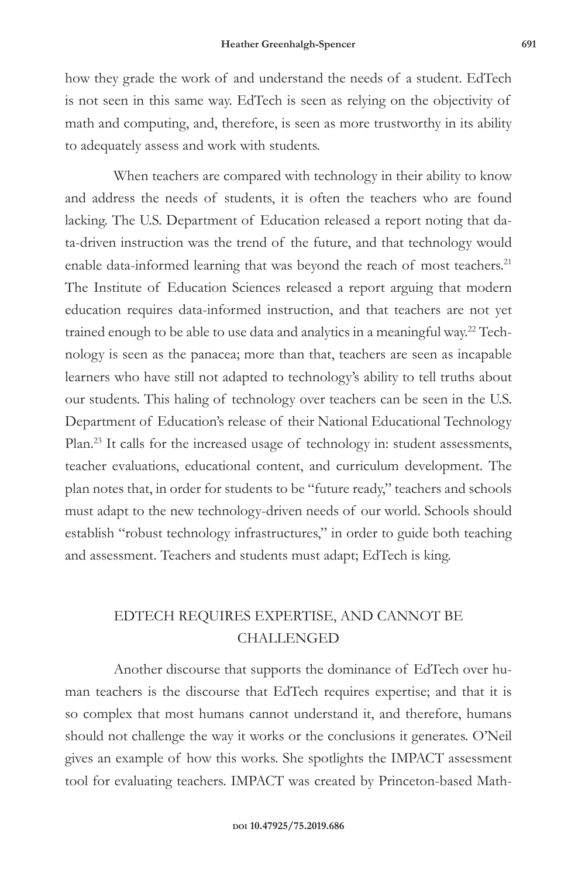how they grade the work of and understand the needs of a student. EdTech is not seen in this same way. EdTech is seen as relying on the objectivity of math and computing, and, therefore, is seen as more trustworthy in its ability to adequately assess and work with students.

When teachers are compared with technology in their ability to know and address the needs of students, it is often the teachers who are found lacking. The U.S. Department of Education released a report noting that data-driven instruction was the trend of the future, and that technology would enable data-informed learning that was beyond the reach of most teachers.[21] The Institute of Education Sciences released a report arguing that modern education requires data-informed instruction, and that teachers are not yet trained enough to be able to use data and analytics in a meaningful way.[22] Technology is seen as the panacea; more than that, teachers are seen as incapable learners who have still not adapted to technology's ability to tell truths about our students. This haling of technology over teachers can be seen in the U.S. Department of Education's release of their National Educational Technology Plan.[23] It calls for the increased usage of technology in: student assessments, teacher evaluations, educational content, and curriculum development. The plan notes that, in order for students to be "future ready," teachers and schools must adapt to the new technology-driven needs of our world. Schools should establish "robust technology infrastructures," in order to guide both teaching and assessment. Teachers and students must adapt; EdTech is king.

## EDTECH REQUIRES EXPERTISE, AND CANNOT BE CHALLENGED

Another discourse that supports the dominance of EdTech over human teachers is the discourse that EdTech requires expertise; and that it is so complex that most humans cannot understand it, and therefore, humans should not challenge the way it works or the conclusions it generates. O'Neil gives an example of how this works. She spotlights the IMPACT assessment tool for evaluating teachers. IMPACT was created by Princeton-based Math-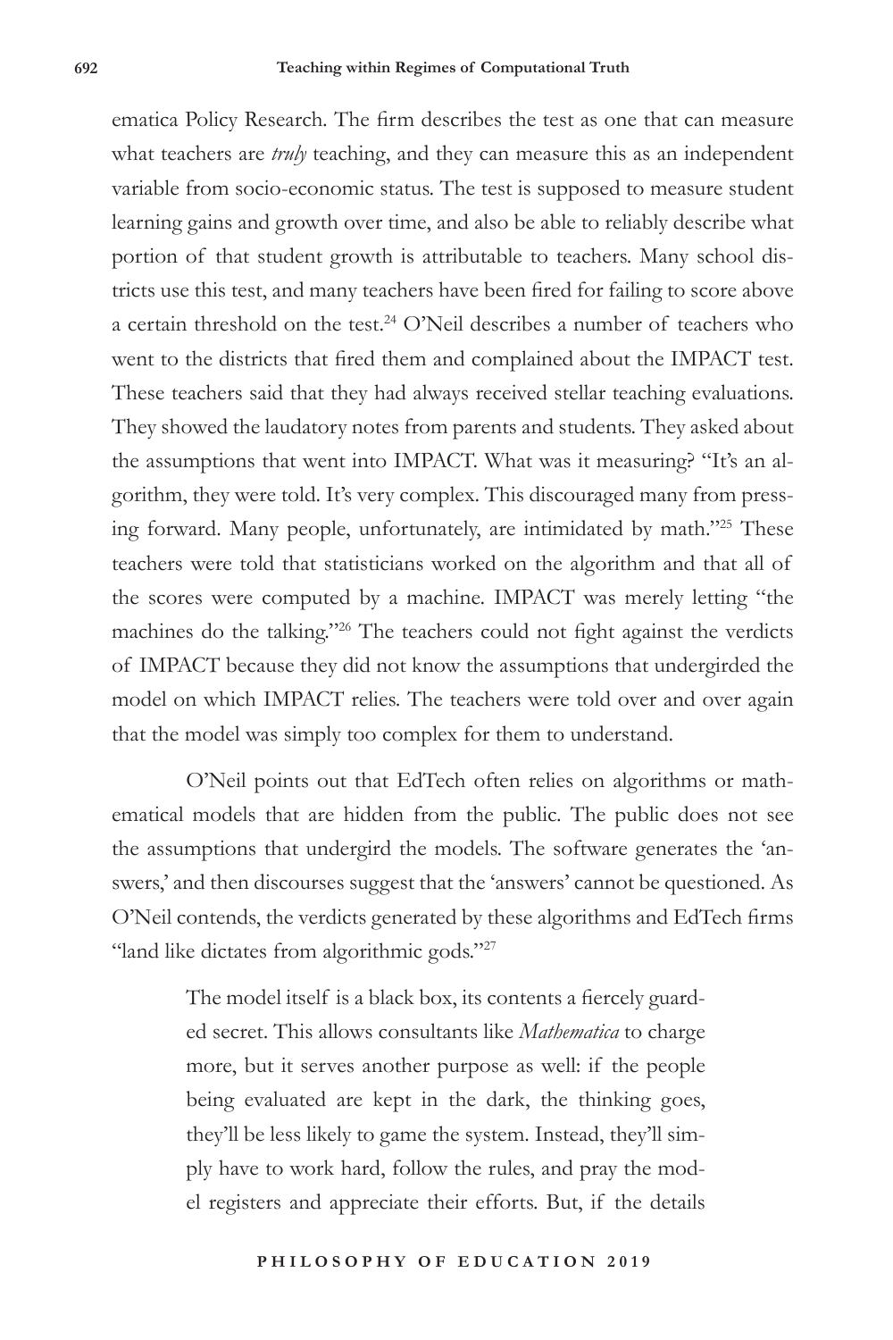ematica Policy Research. The firm describes the test as one that can measure what teachers are *truly* teaching, and they can measure this as an independent variable from socio-economic status. The test is supposed to measure student learning gains and growth over time, and also be able to reliably describe what portion of that student growth is attributable to teachers. Many school districts use this test, and many teachers have been fired for failing to score above a certain threshold on the test.[24] O'Neil describes a number of teachers who went to the districts that fired them and complained about the IMPACT test. These teachers said that they had always received stellar teaching evaluations. They showed the laudatory notes from parents and students. They asked about the assumptions that went into IMPACT. What was it measuring? "It's an algorithm, they were told. It's very complex. This discouraged many from pressing forward. Many people, unfortunately, are intimidated by math."[25] These teachers were told that statisticians worked on the algorithm and that all of the scores were computed by a machine. IMPACT was merely letting "the machines do the talking."[26] The teachers could not fight against the verdicts of IMPACT because they did not know the assumptions that undergirded the model on which IMPACT relies. The teachers were told over and over again that the model was simply too complex for them to understand.

O'Neil points out that EdTech often relies on algorithms or mathematical models that are hidden from the public. The public does not see the assumptions that undergird the models. The software generates the 'answers,' and then discourses suggest that the 'answers' cannot be questioned. As O'Neil contends, the verdicts generated by these algorithms and EdTech firms "land like dictates from algorithmic gods."[27]

> The model itself is a black box, its contents a fiercely guarded secret. This allows consultants like *Mathematica* to charge more, but it serves another purpose as well: if the people being evaluated are kept in the dark, the thinking goes, they'll be less likely to game the system. Instead, they'll simply have to work hard, follow the rules, and pray the model registers and appreciate their efforts. But, if the details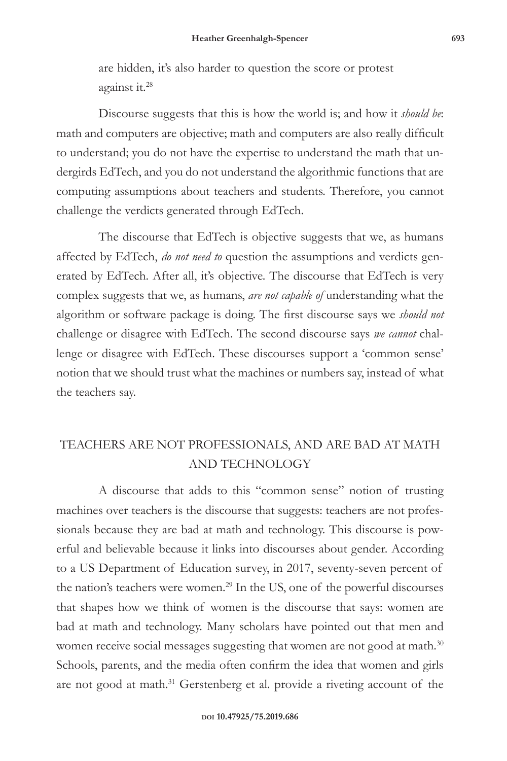are hidden, it's also harder to question the score or protest against it.[28]

Discourse suggests that this is how the world is; and how it *should be*: math and computers are objective; math and computers are also really difficult to understand; you do not have the expertise to understand the math that undergirds EdTech, and you do not understand the algorithmic functions that are computing assumptions about teachers and students. Therefore, you cannot challenge the verdicts generated through EdTech.

The discourse that EdTech is objective suggests that we, as humans affected by EdTech, *do not need to* question the assumptions and verdicts generated by EdTech. After all, it's objective. The discourse that EdTech is very complex suggests that we, as humans, *are not capable of* understanding what the algorithm or software package is doing. The first discourse says we *should not* challenge or disagree with EdTech. The second discourse says *we cannot* challenge or disagree with EdTech. These discourses support a 'common sense' notion that we should trust what the machines or numbers say, instead of what the teachers say.

## TEACHERS ARE NOT PROFESSIONALS, AND ARE BAD AT MATH AND TECHNOLOGY

A discourse that adds to this "common sense" notion of trusting machines over teachers is the discourse that suggests: teachers are not professionals because they are bad at math and technology. This discourse is powerful and believable because it links into discourses about gender. According to a US Department of Education survey, in 2017, seventy-seven percent of the nation's teachers were women.[29] In the US, one of the powerful discourses that shapes how we think of women is the discourse that says: women are bad at math and technology. Many scholars have pointed out that men and women receive social messages suggesting that women are not good at math.[30] Schools, parents, and the media often confirm the idea that women and girls are not good at math.[31] Gerstenberg et al. provide a riveting account of the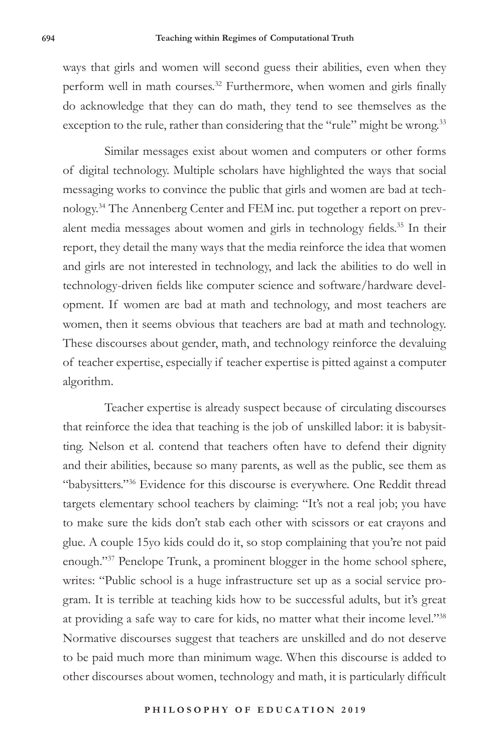ways that girls and women will second guess their abilities, even when they perform well in math courses.[32] Furthermore, when women and girls finally do acknowledge that they can do math, they tend to see themselves as the exception to the rule, rather than considering that the "rule" might be wrong.[33]

Similar messages exist about women and computers or other forms of digital technology. Multiple scholars have highlighted the ways that social messaging works to convince the public that girls and women are bad at technology.[34] The Annenberg Center and FEM inc. put together a report on prevalent media messages about women and girls in technology fields.[35] In their report, they detail the many ways that the media reinforce the idea that women and girls are not interested in technology, and lack the abilities to do well in technology-driven fields like computer science and software/hardware development. If women are bad at math and technology, and most teachers are women, then it seems obvious that teachers are bad at math and technology. These discourses about gender, math, and technology reinforce the devaluing of teacher expertise, especially if teacher expertise is pitted against a computer algorithm.

Teacher expertise is already suspect because of circulating discourses that reinforce the idea that teaching is the job of unskilled labor: it is babysitting. Nelson et al. contend that teachers often have to defend their dignity and their abilities, because so many parents, as well as the public, see them as "babysitters."[36] Evidence for this discourse is everywhere. One Reddit thread targets elementary school teachers by claiming: "It's not a real job; you have to make sure the kids don't stab each other with scissors or eat crayons and glue. A couple 15yo kids could do it, so stop complaining that you're not paid enough."[37] Penelope Trunk, a prominent blogger in the home school sphere, writes: "Public school is a huge infrastructure set up as a social service program. It is terrible at teaching kids how to be successful adults, but it's great at providing a safe way to care for kids, no matter what their income level."[38] Normative discourses suggest that teachers are unskilled and do not deserve to be paid much more than minimum wage. When this discourse is added to other discourses about women, technology and math, it is particularly difficult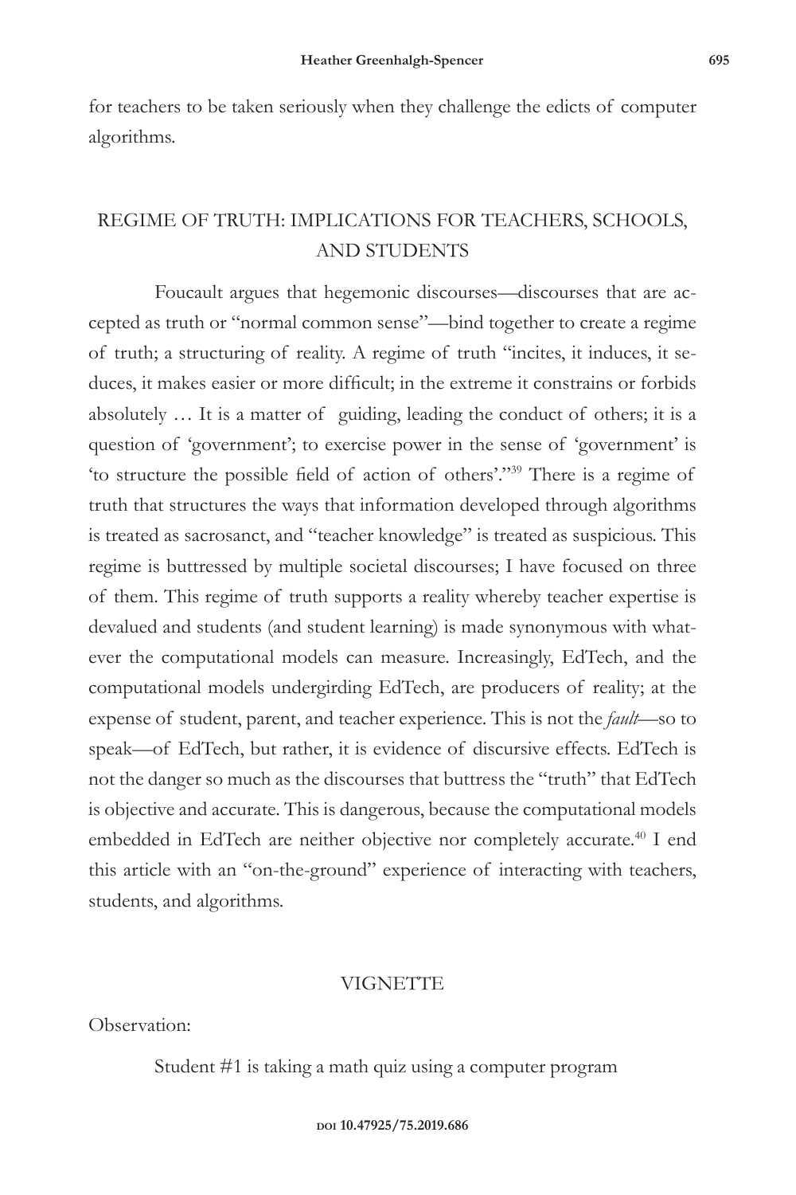for teachers to be taken seriously when they challenge the edicts of computer algorithms.

## REGIME OF TRUTH: IMPLICATIONS FOR TEACHERS, SCHOOLS, AND STUDENTS

Foucault argues that hegemonic discourses—discourses that are accepted as truth or "normal common sense"—bind together to create a regime of truth; a structuring of reality. A regime of truth "incites, it induces, it seduces, it makes easier or more difficult; in the extreme it constrains or forbids absolutely … It is a matter of guiding, leading the conduct of others; it is a question of 'government'; to exercise power in the sense of 'government' is 'to structure the possible field of action of others'."[39] There is a regime of truth that structures the ways that information developed through algorithms is treated as sacrosanct, and "teacher knowledge" is treated as suspicious. This regime is buttressed by multiple societal discourses; I have focused on three of them. This regime of truth supports a reality whereby teacher expertise is devalued and students (and student learning) is made synonymous with whatever the computational models can measure. Increasingly, EdTech, and the computational models undergirding EdTech, are producers of reality; at the expense of student, parent, and teacher experience. This is not the *fault*—so to speak—of EdTech, but rather, it is evidence of discursive effects. EdTech is not the danger so much as the discourses that buttress the "truth" that EdTech is objective and accurate. This is dangerous, because the computational models embedded in EdTech are neither objective nor completely accurate.[40] I end this article with an "on-the-ground" experience of interacting with teachers, students, and algorithms.

## VIGNETTE

Observation:

Student #1 is taking a math quiz using a computer program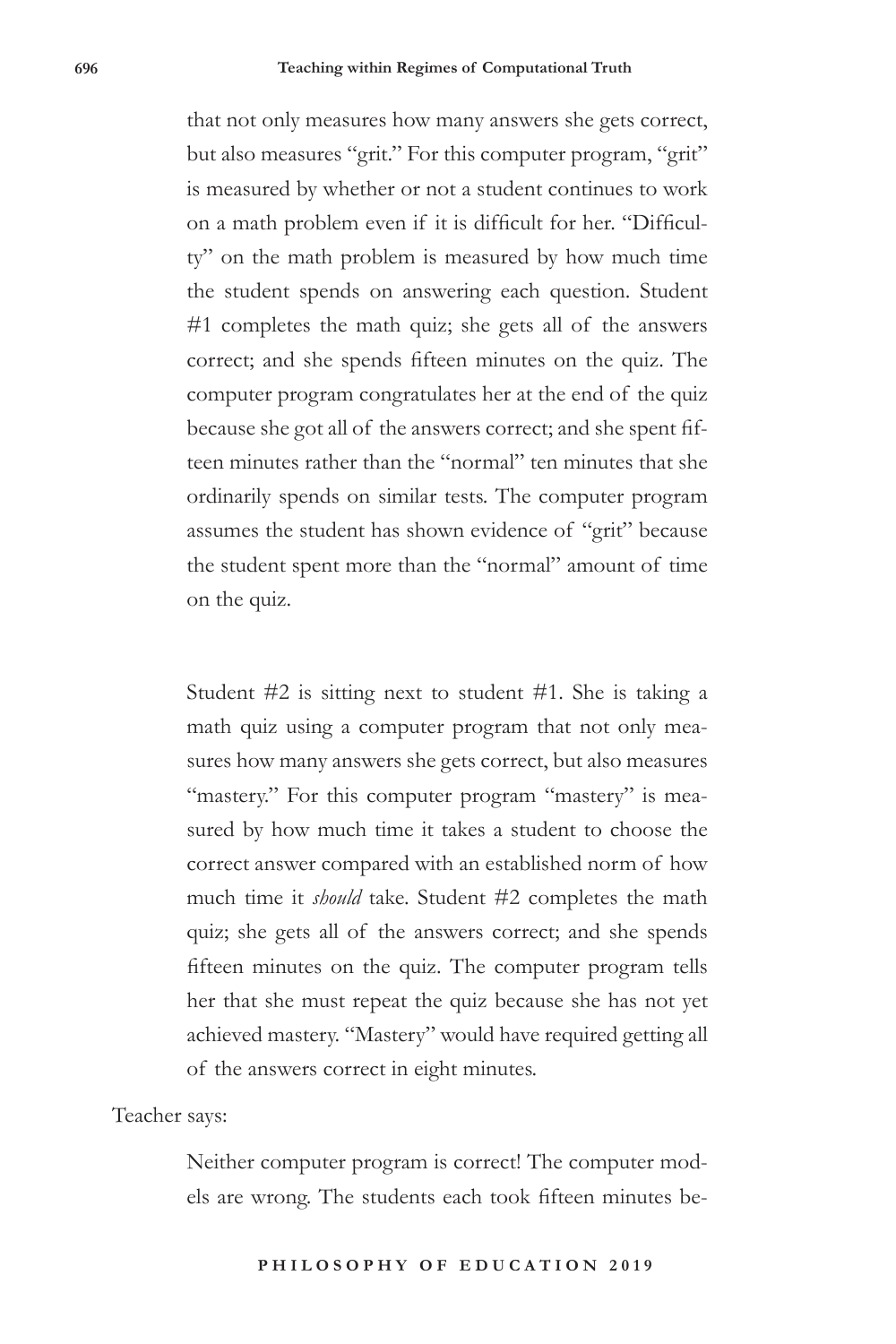that not only measures how many answers she gets correct, but also measures "grit." For this computer program, "grit" is measured by whether or not a student continues to work on a math problem even if it is difficult for her. "Difficulty" on the math problem is measured by how much time the student spends on answering each question. Student #1 completes the math quiz; she gets all of the answers correct; and she spends fifteen minutes on the quiz. The computer program congratulates her at the end of the quiz because she got all of the answers correct; and she spent fifteen minutes rather than the "normal" ten minutes that she ordinarily spends on similar tests. The computer program assumes the student has shown evidence of "grit" because the student spent more than the "normal" amount of time on the quiz.

Student #2 is sitting next to student #1. She is taking a math quiz using a computer program that not only measures how many answers she gets correct, but also measures "mastery." For this computer program "mastery" is measured by how much time it takes a student to choose the correct answer compared with an established norm of how much time it *should* take. Student #2 completes the math quiz; she gets all of the answers correct; and she spends fifteen minutes on the quiz. The computer program tells her that she must repeat the quiz because she has not yet achieved mastery. "Mastery" would have required getting all of the answers correct in eight minutes.

Teacher says:

> Neither computer program is correct! The computer models are wrong. The students each took fifteen minutes be-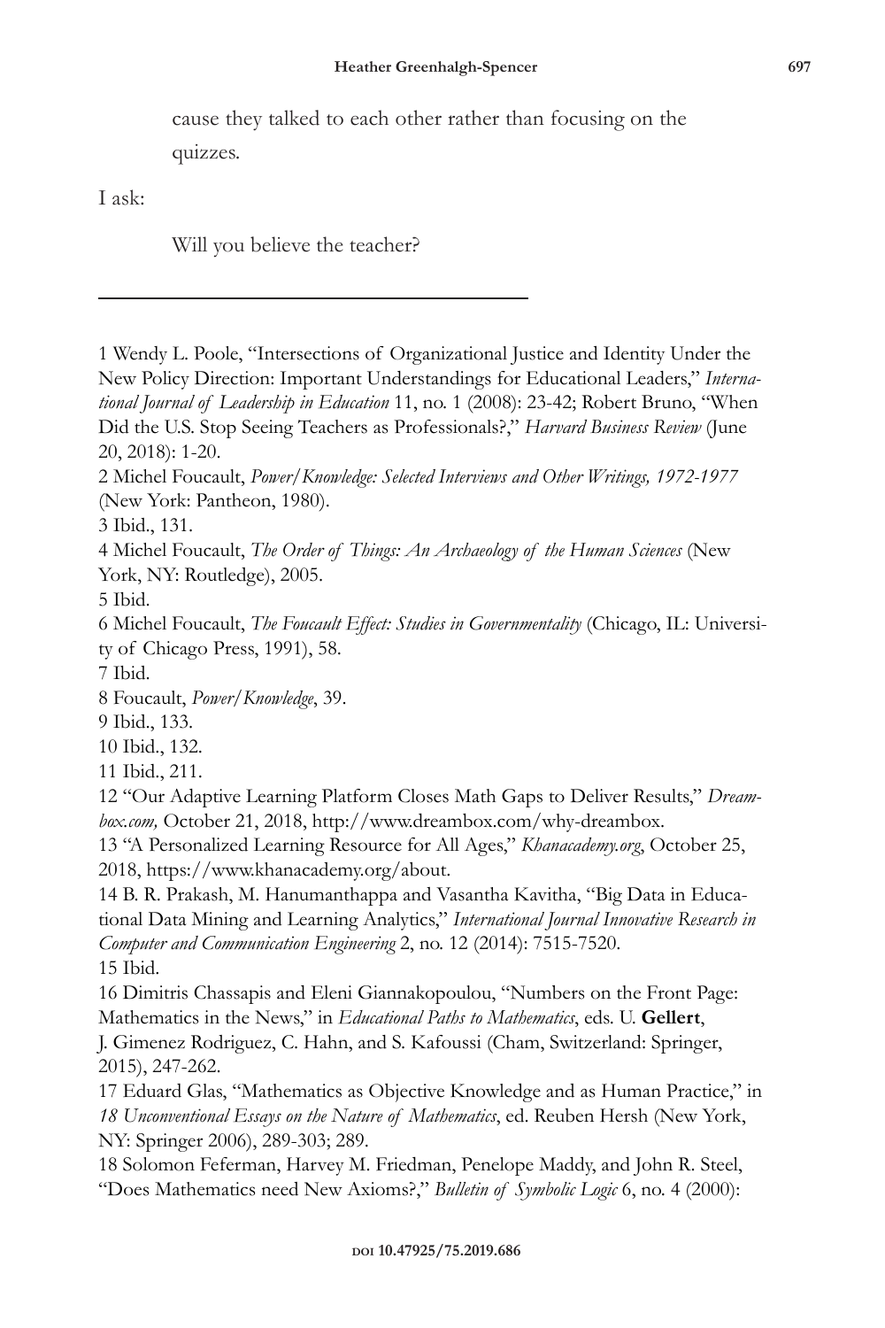cause they talked to each other rather than focusing on the quizzes.

I ask:

Will you believe the teacher?

---

1 Wendy L. Poole, "Intersections of Organizational Justice and Identity Under the New Policy Direction: Important Understandings for Educational Leaders," *International Journal of Leadership in Education* 11, no. 1 (2008): 23-42; Robert Bruno, "When Did the U.S. Stop Seeing Teachers as Professionals?," *Harvard Business Review* (June 20, 2018): 1-20.

2 Michel Foucault, *Power/Knowledge: Selected Interviews and Other Writings, 1972-1977* (New York: Pantheon, 1980).

3 Ibid., 131.

4 Michel Foucault, *The Order of Things: An Archaeology of the Human Sciences* (New York, NY: Routledge), 2005.

5 Ibid.

6 Michel Foucault, *The Foucault Effect: Studies in Governmentality* (Chicago, IL: University of Chicago Press, 1991), 58.

7 Ibid.

8 Foucault, *Power/Knowledge*, 39.

9 Ibid., 133.

10 Ibid., 132.

11 Ibid., 211.

12 "Our Adaptive Learning Platform Closes Math Gaps to Deliver Results," *Dreambox.com,* October 21, 2018, http://www.dreambox.com/why-dreambox.

13 "A Personalized Learning Resource for All Ages," *Khanacademy.org*, October 25, 2018, https://www.khanacademy.org/about.

14 B. R. Prakash, M. Hanumanthappa and Vasantha Kavitha, "Big Data in Educational Data Mining and Learning Analytics," *International Journal Innovative Research in Computer and Communication Engineering* 2, no. 12 (2014): 7515-7520.

15 Ibid.

16 Dimitris Chassapis and Eleni Giannakopoulou, "Numbers on the Front Page: Mathematics in the News," in *Educational Paths to Mathematics*, eds. U. **Gellert**, J. Gimenez Rodriguez, C. Hahn, and S. Kafoussi (Cham, Switzerland: Springer, 2015), 247-262.

17 Eduard Glas, "Mathematics as Objective Knowledge and as Human Practice," in *18 Unconventional Essays on the Nature of Mathematics*, ed. Reuben Hersh (New York, NY: Springer 2006), 289-303; 289.

18 Solomon Feferman, Harvey M. Friedman, Penelope Maddy, and John R. Steel, "Does Mathematics need New Axioms?," *Bulletin of Symbolic Logic* 6, no. 4 (2000):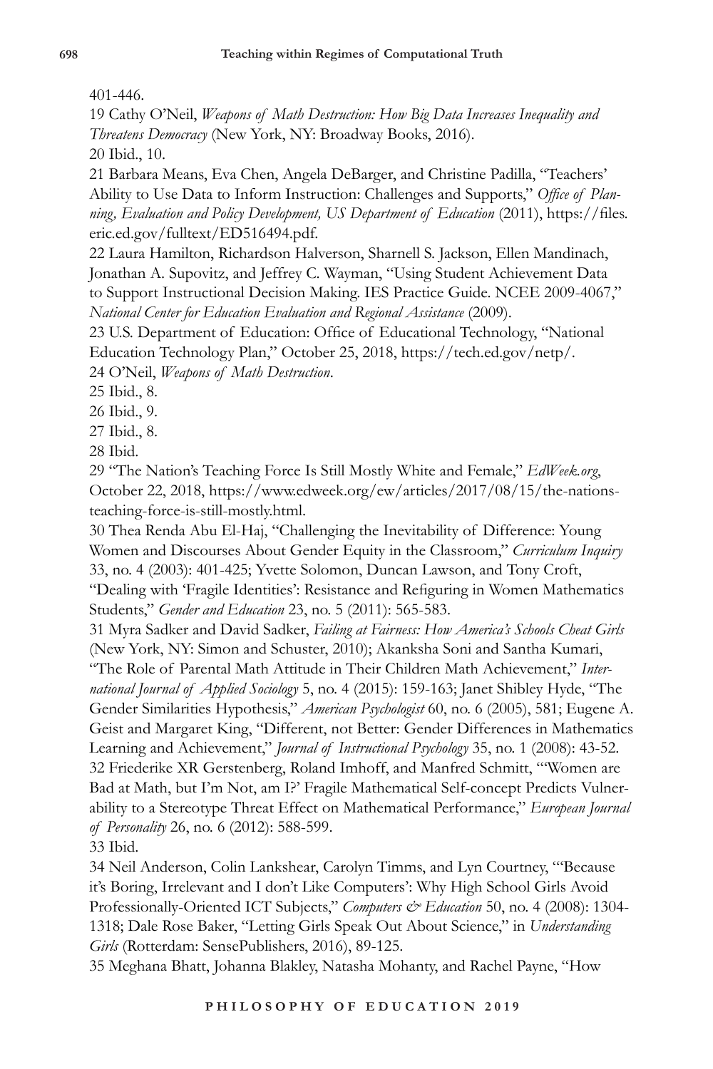401-446.

19 Cathy O'Neil, *Weapons of Math Destruction: How Big Data Increases Inequality and Threatens Democracy* (New York, NY: Broadway Books, 2016).

20 Ibid., 10.

21 Barbara Means, Eva Chen, Angela DeBarger, and Christine Padilla, "Teachers' Ability to Use Data to Inform Instruction: Challenges and Supports," *Office of Planning, Evaluation and Policy Development, US Department of Education* (2011), https://files.eric.ed.gov/fulltext/ED516494.pdf.

22 Laura Hamilton, Richardson Halverson, Sharnell S. Jackson, Ellen Mandinach, Jonathan A. Supovitz, and Jeffrey C. Wayman, "Using Student Achievement Data to Support Instructional Decision Making. IES Practice Guide. NCEE 2009-4067," *National Center for Education Evaluation and Regional Assistance* (2009).

23 U.S. Department of Education: Office of Educational Technology, "National Education Technology Plan," October 25, 2018, https://tech.ed.gov/netp/.

24 O'Neil, *Weapons of Math Destruction*.

25 Ibid., 8.

26 Ibid., 9.

27 Ibid., 8.

28 Ibid.

29 "The Nation's Teaching Force Is Still Mostly White and Female," *EdWeek.org*, October 22, 2018, https://www.edweek.org/ew/articles/2017/08/15/the-nations-teaching-force-is-still-mostly.html.

30 Thea Renda Abu El-Haj, "Challenging the Inevitability of Difference: Young Women and Discourses About Gender Equity in the Classroom," *Curriculum Inquiry* 33, no. 4 (2003): 401-425; Yvette Solomon, Duncan Lawson, and Tony Croft, "Dealing with 'Fragile Identities': Resistance and Refiguring in Women Mathematics Students," *Gender and Education* 23, no. 5 (2011): 565-583.

31 Myra Sadker and David Sadker, *Failing at Fairness: How America's Schools Cheat Girls* (New York, NY: Simon and Schuster, 2010); Akanksha Soni and Santha Kumari, "The Role of Parental Math Attitude in Their Children Math Achievement," *International Journal of Applied Sociology* 5, no. 4 (2015): 159-163; Janet Shibley Hyde, "The Gender Similarities Hypothesis," *American Psychologist* 60, no. 6 (2005), 581; Eugene A. Geist and Margaret King, "Different, not Better: Gender Differences in Mathematics Learning and Achievement," *Journal of Instructional Psychology* 35, no. 1 (2008): 43-52.

32 Friederike XR Gerstenberg, Roland Imhoff, and Manfred Schmitt, "'Women are Bad at Math, but I'm Not, am I?' Fragile Mathematical Self-concept Predicts Vulnerability to a Stereotype Threat Effect on Mathematical Performance," *European Journal of Personality* 26, no. 6 (2012): 588-599.

33 Ibid.

34 Neil Anderson, Colin Lankshear, Carolyn Timms, and Lyn Courtney, "'Because it's Boring, Irrelevant and I don't Like Computers': Why High School Girls Avoid Professionally-Oriented ICT Subjects," *Computers & Education* 50, no. 4 (2008): 1304-1318; Dale Rose Baker, "Letting Girls Speak Out About Science," in *Understanding Girls* (Rotterdam: SensePublishers, 2016), 89-125.

35 Meghana Bhatt, Johanna Blakley, Natasha Mohanty, and Rachel Payne, "How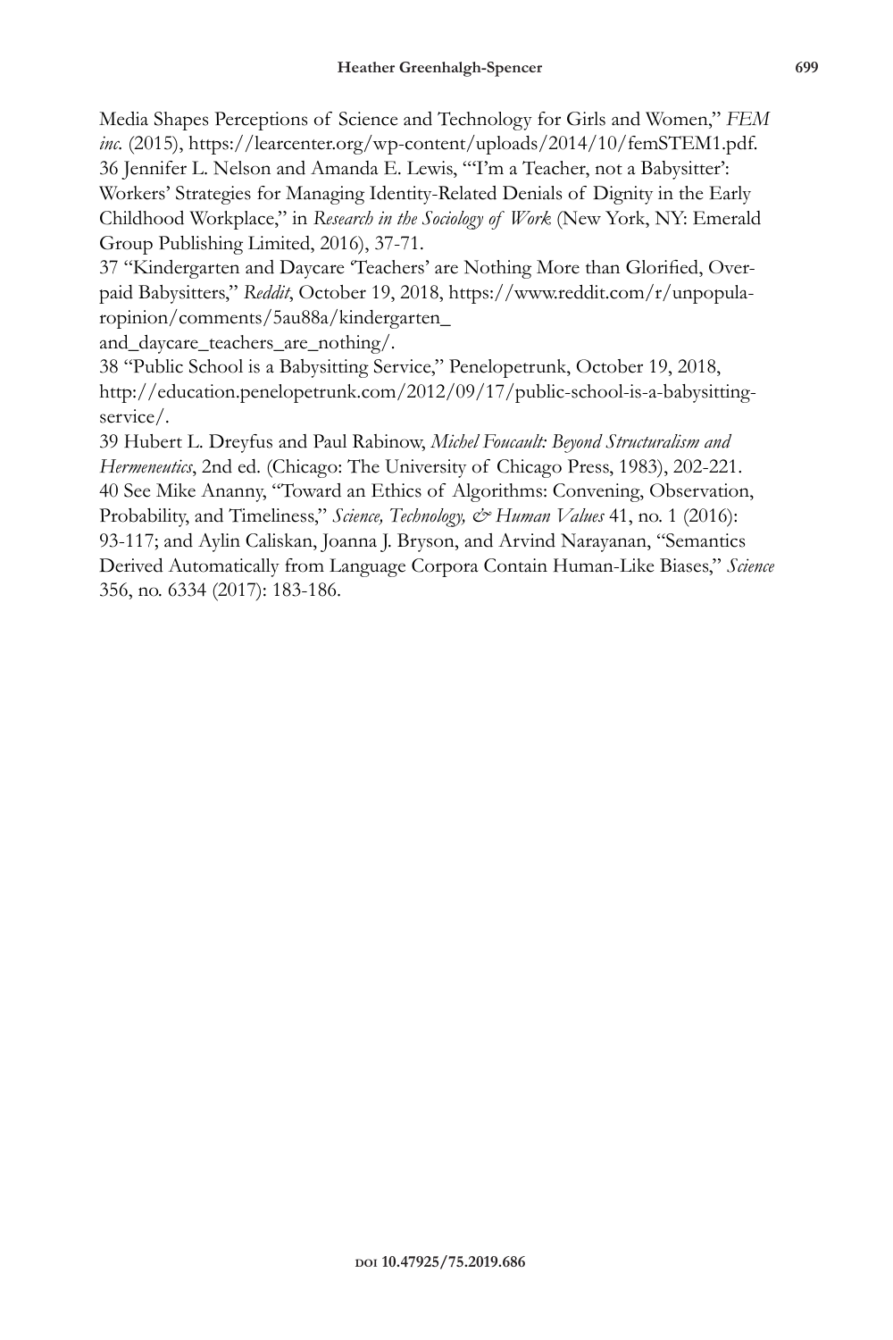Media Shapes Perceptions of Science and Technology for Girls and Women," *FEM inc.* (2015), https://learcenter.org/wp-content/uploads/2014/10/femSTEM1.pdf.

36 Jennifer L. Nelson and Amanda E. Lewis, "'I'm a Teacher, not a Babysitter': Workers' Strategies for Managing Identity-Related Denials of Dignity in the Early Childhood Workplace," in *Research in the Sociology of Work* (New York, NY: Emerald Group Publishing Limited, 2016), 37-71.

37 "Kindergarten and Daycare 'Teachers' are Nothing More than Glorified, Overpaid Babysitters," *Reddit*, October 19, 2018, https://www.reddit.com/r/unpopularopinion/comments/5au88a/kindergarten_and_daycare_teachers_are_nothing/.

38 "Public School is a Babysitting Service," Penelopetrunk, October 19, 2018, http://education.penelopetrunk.com/2012/09/17/public-school-is-a-babysitting-service/.

39 Hubert L. Dreyfus and Paul Rabinow, *Michel Foucault: Beyond Structuralism and Hermeneutics*, 2nd ed. (Chicago: The University of Chicago Press, 1983), 202-221.

40 See Mike Ananny, "Toward an Ethics of Algorithms: Convening, Observation, Probability, and Timeliness," *Science, Technology, & Human Values* 41, no. 1 (2016): 93-117; and Aylin Caliskan, Joanna J. Bryson, and Arvind Narayanan, "Semantics Derived Automatically from Language Corpora Contain Human-Like Biases," *Science* 356, no. 6334 (2017): 183-186.